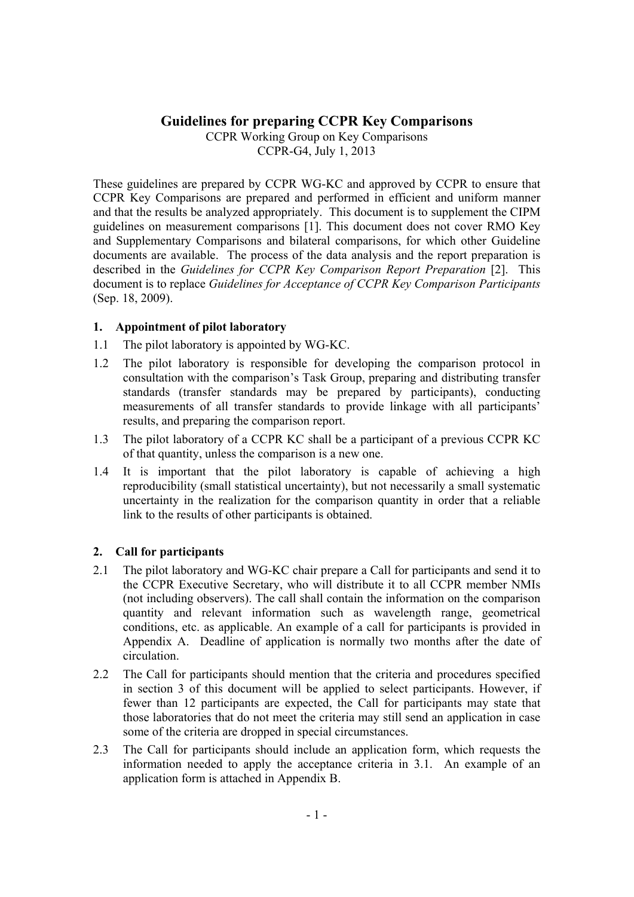# Guidelines for preparing CCPR Key Comparisons

CCPR Working Group on Key Comparisons
CCPR-G4, July 1, 2013

These guidelines are prepared by CCPR WG-KC and approved by CCPR to ensure that CCPR Key Comparisons are prepared and performed in efficient and uniform manner and that the results be analyzed appropriately. This document is to supplement the CIPM guidelines on measurement comparisons [1]. This document does not cover RMO Key and Supplementary Comparisons and bilateral comparisons, for which other Guideline documents are available. The process of the data analysis and the report preparation is described in the *Guidelines for CCPR Key Comparison Report Preparation* [2]. This document is to replace *Guidelines for Acceptance of CCPR Key Comparison Participants* (Sep. 18, 2009).

## 1. Appointment of pilot laboratory

1.1 The pilot laboratory is appointed by WG-KC.

1.2 The pilot laboratory is responsible for developing the comparison protocol in consultation with the comparison's Task Group, preparing and distributing transfer standards (transfer standards may be prepared by participants), conducting measurements of all transfer standards to provide linkage with all participants' results, and preparing the comparison report.

1.3 The pilot laboratory of a CCPR KC shall be a participant of a previous CCPR KC of that quantity, unless the comparison is a new one.

1.4 It is important that the pilot laboratory is capable of achieving a high reproducibility (small statistical uncertainty), but not necessarily a small systematic uncertainty in the realization for the comparison quantity in order that a reliable link to the results of other participants is obtained.

## 2. Call for participants

2.1 The pilot laboratory and WG-KC chair prepare a Call for participants and send it to the CCPR Executive Secretary, who will distribute it to all CCPR member NMIs (not including observers). The call shall contain the information on the comparison quantity and relevant information such as wavelength range, geometrical conditions, etc. as applicable. An example of a call for participants is provided in Appendix A. Deadline of application is normally two months after the date of circulation.

2.2 The Call for participants should mention that the criteria and procedures specified in section 3 of this document will be applied to select participants. However, if fewer than 12 participants are expected, the Call for participants may state that those laboratories that do not meet the criteria may still send an application in case some of the criteria are dropped in special circumstances.

2.3 The Call for participants should include an application form, which requests the information needed to apply the acceptance criteria in 3.1. An example of an application form is attached in Appendix B.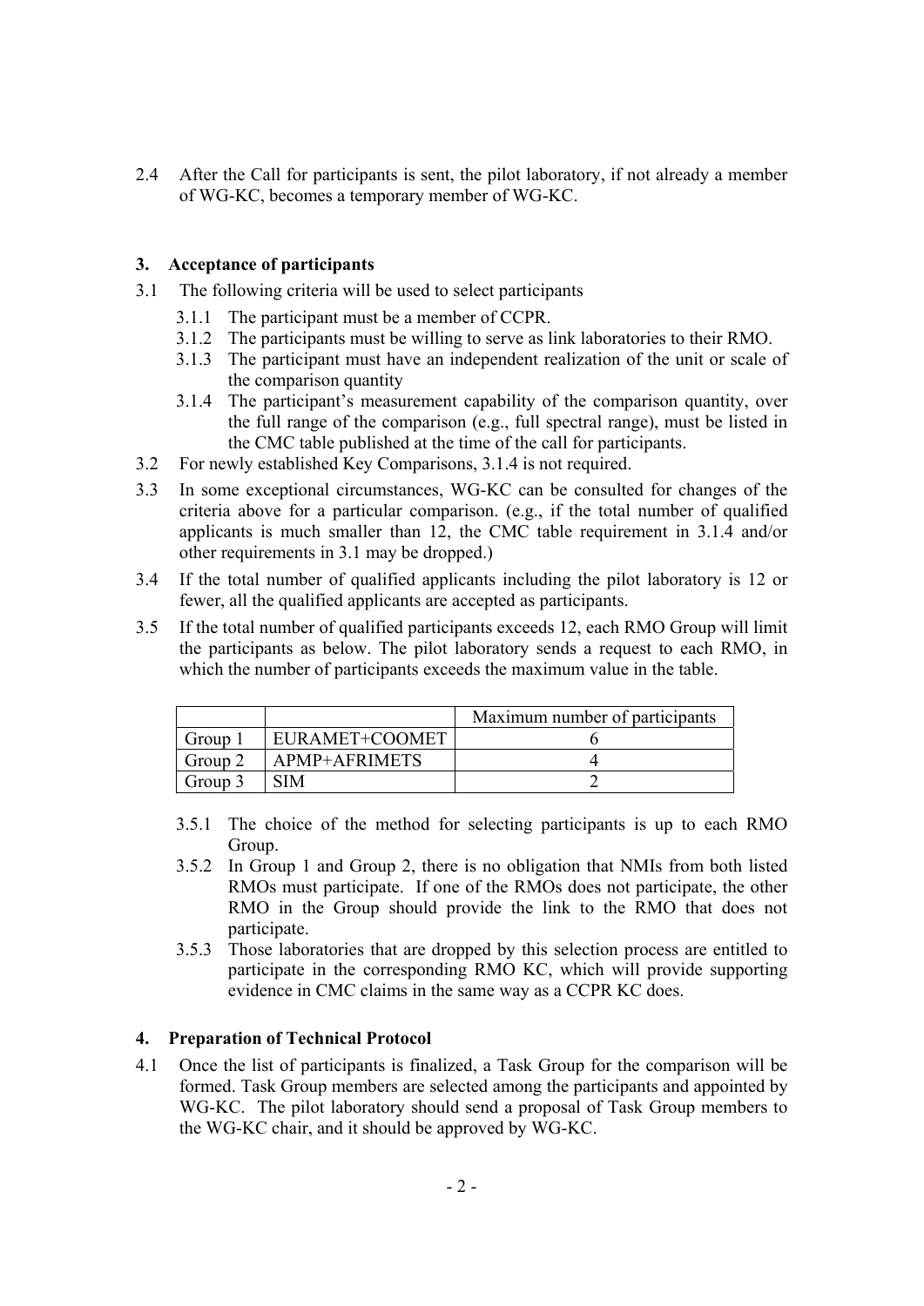2.4 After the Call for participants is sent, the pilot laboratory, if not already a member of WG-KC, becomes a temporary member of WG-KC.

## 3. Acceptance of participants

3.1 The following criteria will be used to select participants

- 3.1.1 The participant must be a member of CCPR.
- 3.1.2 The participants must be willing to serve as link laboratories to their RMO.
- 3.1.3 The participant must have an independent realization of the unit or scale of the comparison quantity
- 3.1.4 The participant's measurement capability of the comparison quantity, over the full range of the comparison (e.g., full spectral range), must be listed in the CMC table published at the time of the call for participants.

3.2 For newly established Key Comparisons, 3.1.4 is not required.

3.3 In some exceptional circumstances, WG-KC can be consulted for changes of the criteria above for a particular comparison. (e.g., if the total number of qualified applicants is much smaller than 12, the CMC table requirement in 3.1.4 and/or other requirements in 3.1 may be dropped.)

3.4 If the total number of qualified applicants including the pilot laboratory is 12 or fewer, all the qualified applicants are accepted as participants.

3.5 If the total number of qualified participants exceeds 12, each RMO Group will limit the participants as below. The pilot laboratory sends a request to each RMO, in which the number of participants exceeds the maximum value in the table.

| | | Maximum number of participants |
|---|---|---|
| Group 1 | EURAMET+COOMET | 6 |
| Group 2 | APMP+AFRIMETS | 4 |
| Group 3 | SIM | 2 |

- 3.5.1 The choice of the method for selecting participants is up to each RMO Group.
- 3.5.2 In Group 1 and Group 2, there is no obligation that NMIs from both listed RMOs must participate. If one of the RMOs does not participate, the other RMO in the Group should provide the link to the RMO that does not participate.
- 3.5.3 Those laboratories that are dropped by this selection process are entitled to participate in the corresponding RMO KC, which will provide supporting evidence in CMC claims in the same way as a CCPR KC does.

## 4. Preparation of Technical Protocol

4.1 Once the list of participants is finalized, a Task Group for the comparison will be formed. Task Group members are selected among the participants and appointed by WG-KC. The pilot laboratory should send a proposal of Task Group members to the WG-KC chair, and it should be approved by WG-KC.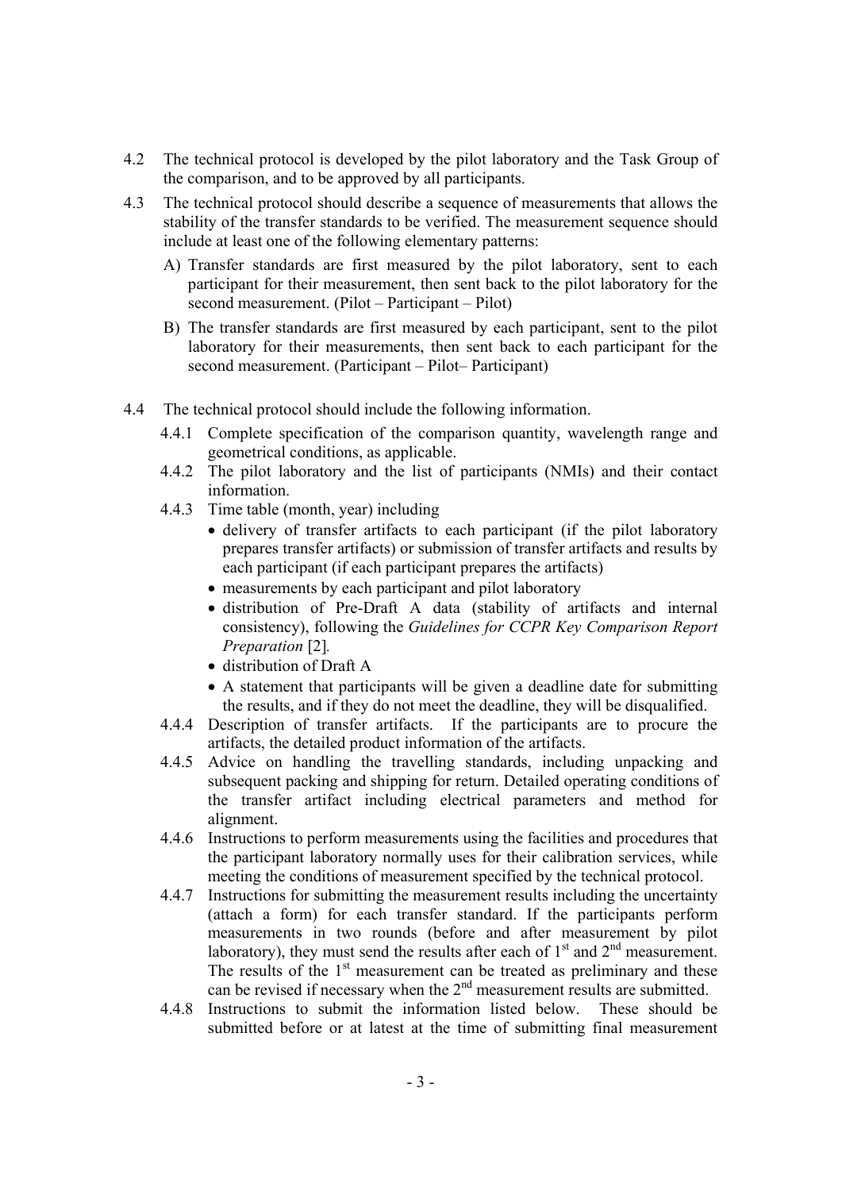4.2 The technical protocol is developed by the pilot laboratory and the Task Group of the comparison, and to be approved by all participants.

4.3 The technical protocol should describe a sequence of measurements that allows the stability of the transfer standards to be verified. The measurement sequence should include at least one of the following elementary patterns:

A) Transfer standards are first measured by the pilot laboratory, sent to each participant for their measurement, then sent back to the pilot laboratory for the second measurement. (Pilot – Participant – Pilot)

B) The transfer standards are first measured by each participant, sent to the pilot laboratory for their measurements, then sent back to each participant for the second measurement. (Participant – Pilot– Participant)

4.4 The technical protocol should include the following information.

4.4.1 Complete specification of the comparison quantity, wavelength range and geometrical conditions, as applicable.

4.4.2 The pilot laboratory and the list of participants (NMIs) and their contact information.

4.4.3 Time table (month, year) including

- delivery of transfer artifacts to each participant (if the pilot laboratory prepares transfer artifacts) or submission of transfer artifacts and results by each participant (if each participant prepares the artifacts)
- measurements by each participant and pilot laboratory
- distribution of Pre-Draft A data (stability of artifacts and internal consistency), following the *Guidelines for CCPR Key Comparison Report Preparation* [2].
- distribution of Draft A
- A statement that participants will be given a deadline date for submitting the results, and if they do not meet the deadline, they will be disqualified.

4.4.4 Description of transfer artifacts. If the participants are to procure the artifacts, the detailed product information of the artifacts.

4.4.5 Advice on handling the travelling standards, including unpacking and subsequent packing and shipping for return. Detailed operating conditions of the transfer artifact including electrical parameters and method for alignment.

4.4.6 Instructions to perform measurements using the facilities and procedures that the participant laboratory normally uses for their calibration services, while meeting the conditions of measurement specified by the technical protocol.

4.4.7 Instructions for submitting the measurement results including the uncertainty (attach a form) for each transfer standard. If the participants perform measurements in two rounds (before and after measurement by pilot laboratory), they must send the results after each of 1st and 2nd measurement. The results of the 1st measurement can be treated as preliminary and these can be revised if necessary when the 2nd measurement results are submitted.

4.4.8 Instructions to submit the information listed below. These should be submitted before or at latest at the time of submitting final measurement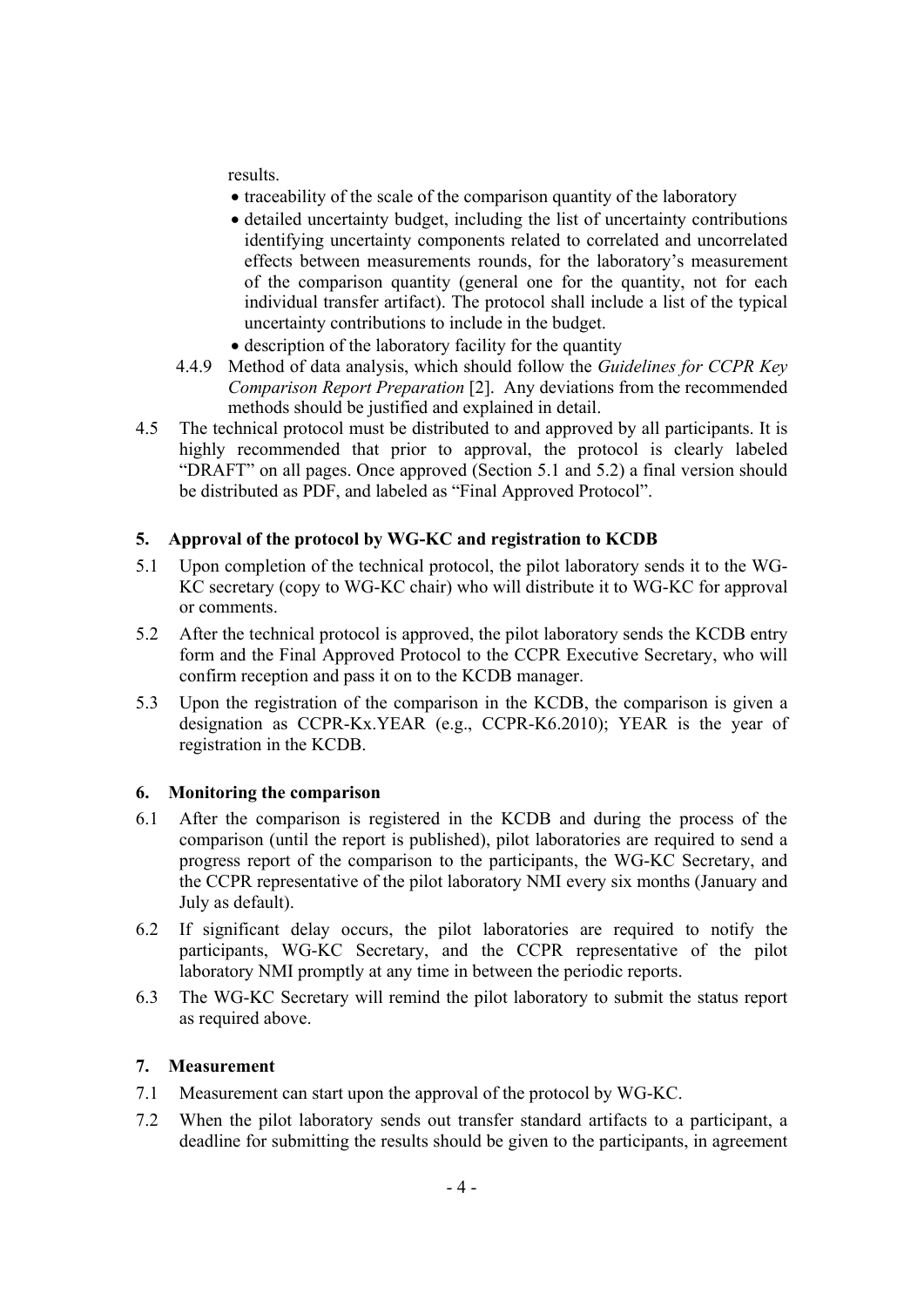results.

- traceability of the scale of the comparison quantity of the laboratory
- detailed uncertainty budget, including the list of uncertainty contributions identifying uncertainty components related to correlated and uncorrelated effects between measurements rounds, for the laboratory's measurement of the comparison quantity (general one for the quantity, not for each individual transfer artifact). The protocol shall include a list of the typical uncertainty contributions to include in the budget.
- description of the laboratory facility for the quantity

4.4.9 Method of data analysis, which should follow the *Guidelines for CCPR Key Comparison Report Preparation* [2]. Any deviations from the recommended methods should be justified and explained in detail.

4.5 The technical protocol must be distributed to and approved by all participants. It is highly recommended that prior to approval, the protocol is clearly labeled "DRAFT" on all pages. Once approved (Section 5.1 and 5.2) a final version should be distributed as PDF, and labeled as "Final Approved Protocol".

## 5. Approval of the protocol by WG-KC and registration to KCDB

5.1 Upon completion of the technical protocol, the pilot laboratory sends it to the WG-KC secretary (copy to WG-KC chair) who will distribute it to WG-KC for approval or comments.

5.2 After the technical protocol is approved, the pilot laboratory sends the KCDB entry form and the Final Approved Protocol to the CCPR Executive Secretary, who will confirm reception and pass it on to the KCDB manager.

5.3 Upon the registration of the comparison in the KCDB, the comparison is given a designation as CCPR-Kx.YEAR (e.g., CCPR-K6.2010); YEAR is the year of registration in the KCDB.

## 6. Monitoring the comparison

6.1 After the comparison is registered in the KCDB and during the process of the comparison (until the report is published), pilot laboratories are required to send a progress report of the comparison to the participants, the WG-KC Secretary, and the CCPR representative of the pilot laboratory NMI every six months (January and July as default).

6.2 If significant delay occurs, the pilot laboratories are required to notify the participants, WG-KC Secretary, and the CCPR representative of the pilot laboratory NMI promptly at any time in between the periodic reports.

6.3 The WG-KC Secretary will remind the pilot laboratory to submit the status report as required above.

## 7. Measurement

7.1 Measurement can start upon the approval of the protocol by WG-KC.

7.2 When the pilot laboratory sends out transfer standard artifacts to a participant, a deadline for submitting the results should be given to the participants, in agreement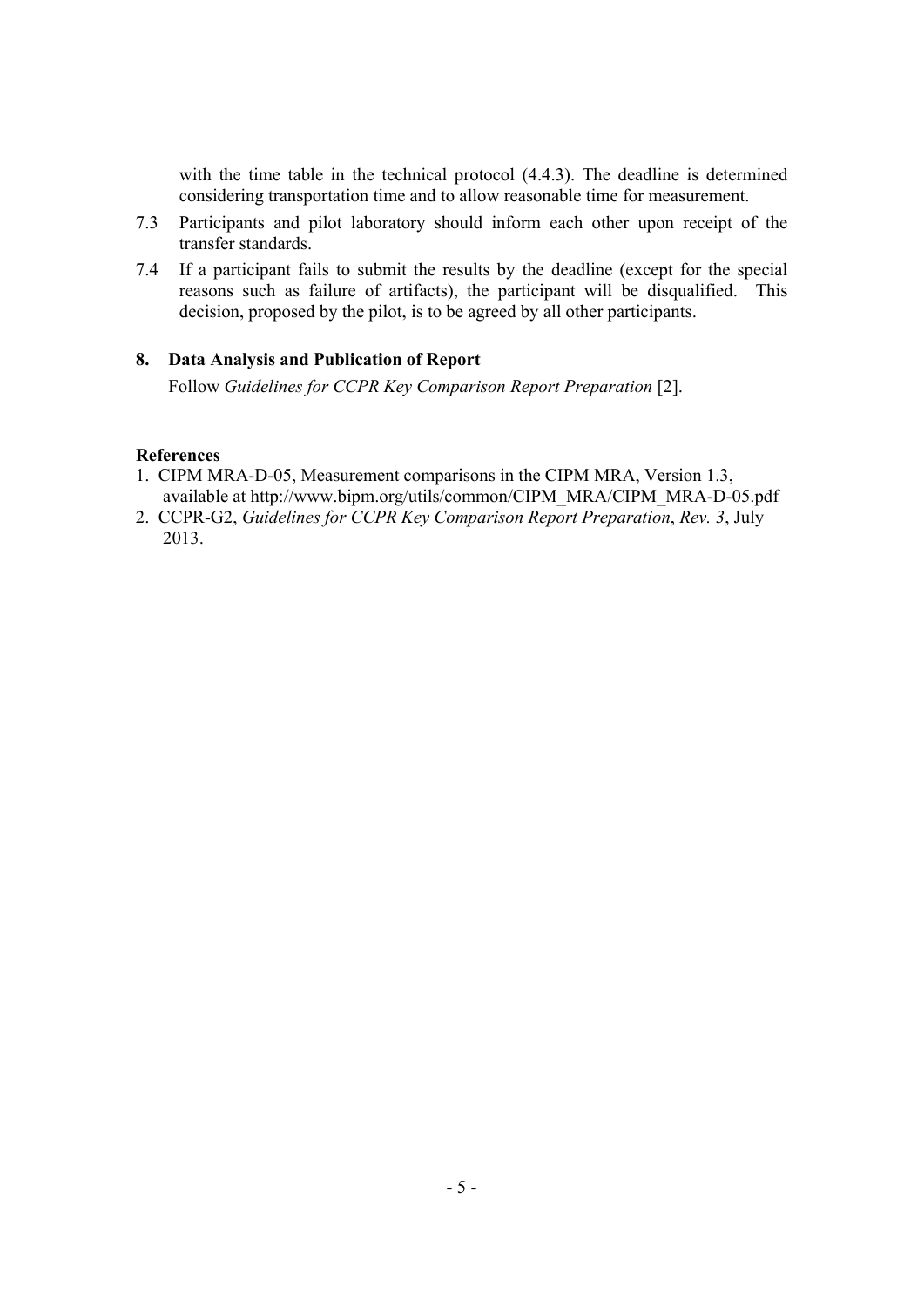with the time table in the technical protocol (4.4.3). The deadline is determined considering transportation time and to allow reasonable time for measurement.

7.3 Participants and pilot laboratory should inform each other upon receipt of the transfer standards.

7.4 If a participant fails to submit the results by the deadline (except for the special reasons such as failure of artifacts), the participant will be disqualified. This decision, proposed by the pilot, is to be agreed by all other participants.

## 8. Data Analysis and Publication of Report

Follow *Guidelines for CCPR Key Comparison Report Preparation* [2].

### References

1. CIPM MRA-D-05, Measurement comparisons in the CIPM MRA, Version 1.3, available at http://www.bipm.org/utils/common/CIPM_MRA/CIPM_MRA-D-05.pdf
2. CCPR-G2, *Guidelines for CCPR Key Comparison Report Preparation*, *Rev. 3*, July 2013.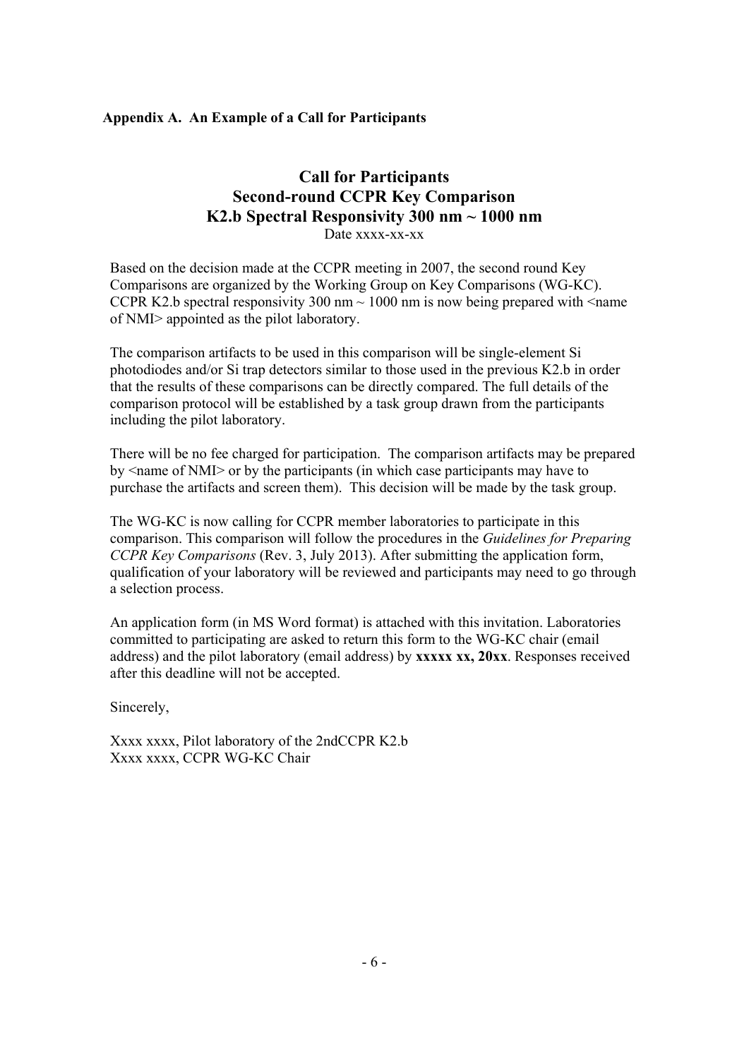**Appendix A. An Example of a Call for Participants**

# Call for Participants
# Second-round CCPR Key Comparison
# K2.b Spectral Responsivity 300 nm ~ 1000 nm

Date xxxx-xx-xx

Based on the decision made at the CCPR meeting in 2007, the second round Key Comparisons are organized by the Working Group on Key Comparisons (WG-KC). CCPR K2.b spectral responsivity 300 nm ~ 1000 nm is now being prepared with <name of NMI> appointed as the pilot laboratory.

The comparison artifacts to be used in this comparison will be single-element Si photodiodes and/or Si trap detectors similar to those used in the previous K2.b in order that the results of these comparisons can be directly compared. The full details of the comparison protocol will be established by a task group drawn from the participants including the pilot laboratory.

There will be no fee charged for participation. The comparison artifacts may be prepared by <name of NMI> or by the participants (in which case participants may have to purchase the artifacts and screen them). This decision will be made by the task group.

The WG-KC is now calling for CCPR member laboratories to participate in this comparison. This comparison will follow the procedures in the *Guidelines for Preparing CCPR Key Comparisons* (Rev. 3, July 2013). After submitting the application form, qualification of your laboratory will be reviewed and participants may need to go through a selection process.

An application form (in MS Word format) is attached with this invitation. Laboratories committed to participating are asked to return this form to the WG-KC chair (email address) and the pilot laboratory (email address) by **xxxxx xx, 20xx**. Responses received after this deadline will not be accepted.

Sincerely,

Xxxx xxxx, Pilot laboratory of the 2ndCCPR K2.b
Xxxx xxxx, CCPR WG-KC Chair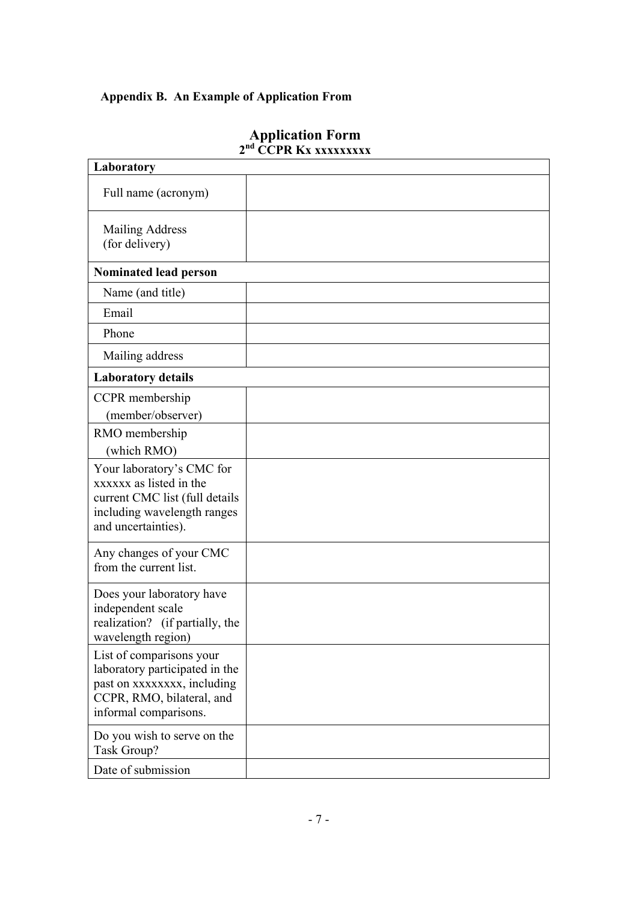## Appendix B. An Example of Application From

# Application Form

### 2nd CCPR Kx xxxxxxxxx

| | |
|---|---|
| **Laboratory** | |
| Full name (acronym) | |
| Mailing Address (for delivery) | |
| **Nominated lead person** | |
| Name (and title) | |
| Email | |
| Phone | |
| Mailing address | |
| **Laboratory details** | |
| CCPR membership (member/observer) | |
| RMO membership (which RMO) | |
| Your laboratory's CMC for xxxxxx as listed in the current CMC list (full details including wavelength ranges and uncertainties). | |
| Any changes of your CMC from the current list. | |
| Does your laboratory have independent scale realization? (if partially, the wavelength region) | |
| List of comparisons your laboratory participated in the past on xxxxxxxx, including CCPR, RMO, bilateral, and informal comparisons. | |
| Do you wish to serve on the Task Group? | |
| Date of submission | |